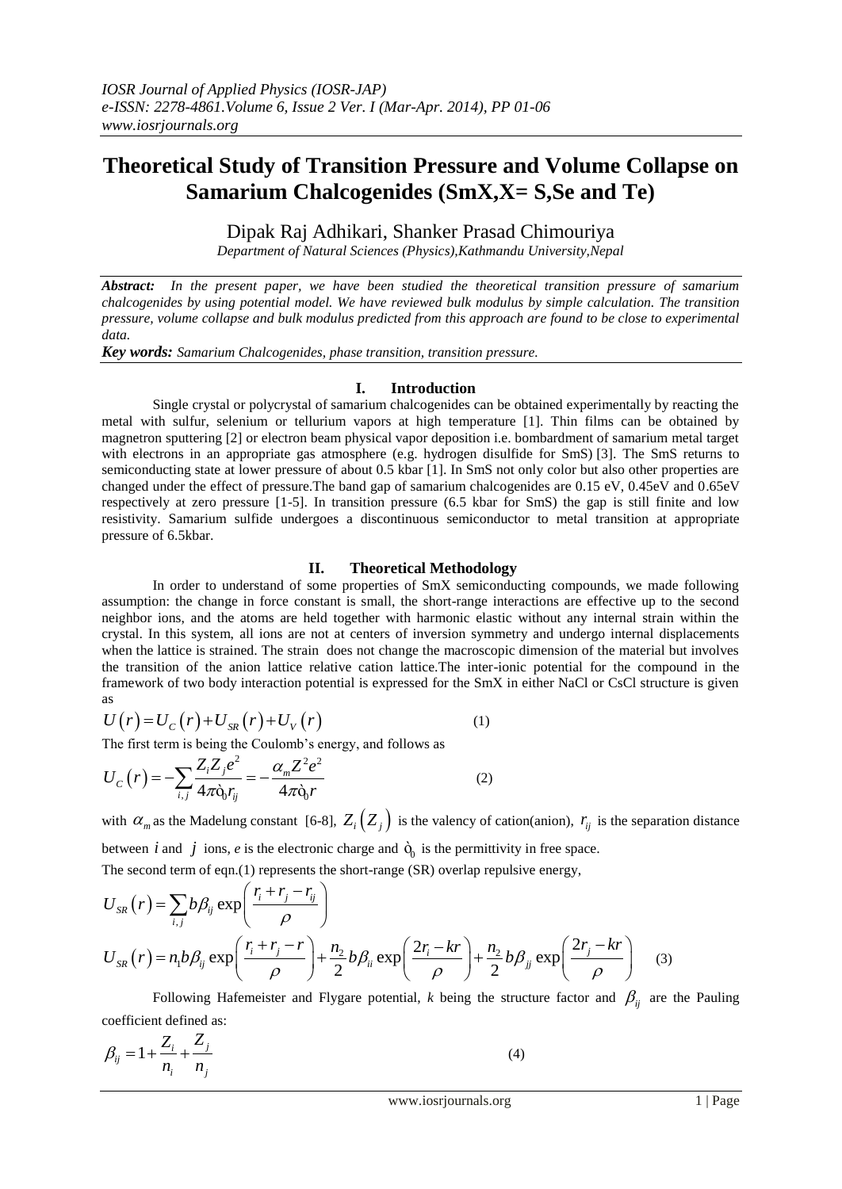# Theoretical Study of Transition Pressure and Volume Collapse on Samarium Chalcogenides (SmX,X= S,Se and Te)

Dipak Raj Adhikari, Shanker Prasad Chimouriya

*Department of Natural Sciences (Physics),Kathmandu University,Nepal*

***Abstract:*** *In the present paper, we have been studied the theoretical transition pressure of samarium chalcogenides by using potential model. We have reviewed bulk modulus by simple calculation. The transition pressure, volume collapse and bulk modulus predicted from this approach are found to be close to experimental data.*

***Key words:*** *Samarium Chalcogenides, phase transition, transition pressure.*

## I. Introduction

Single crystal or polycrystal of samarium chalcogenides can be obtained experimentally by reacting the metal with sulfur, selenium or tellurium vapors at high temperature [1]. Thin films can be obtained by magnetron sputtering [2] or electron beam physical vapor deposition i.e. bombardment of samarium metal target with electrons in an appropriate gas atmosphere (e.g. hydrogen disulfide for SmS) [3]. The SmS returns to semiconducting state at lower pressure of about 0.5 kbar [1]. In SmS not only color but also other properties are changed under the effect of pressure.The band gap of samarium chalcogenides are 0.15 eV, 0.45eV and 0.65eV respectively at zero pressure [1-5]. In transition pressure (6.5 kbar for SmS) the gap is still finite and low resistivity. Samarium sulfide undergoes a discontinuous semiconductor to metal transition at appropriate pressure of 6.5kbar.

## II. Theoretical Methodology

In order to understand of some properties of SmX semiconducting compounds, we made following assumption: the change in force constant is small, the short-range interactions are effective up to the second neighbor ions, and the atoms are held together with harmonic elastic without any internal strain within the crystal. In this system, all ions are not at centers of inversion symmetry and undergo internal displacements when the lattice is strained. The strain does not change the macroscopic dimension of the material but involves the transition of the anion lattice relative cation lattice.The inter-ionic potential for the compound in the framework of two body interaction potential is expressed for the SmX in either NaCl or CsCl structure is given as

$$U(r) = U_C(r) + U_{SR}(r) + U_V(r) \tag{1}$$

The first term is being the Coulomb's energy, and follows as

$$U_C(r) = -\sum_{i,j} \frac{Z_i Z_j e^2}{4\pi\varepsilon_0 r_{ij}} = -\frac{\alpha_m Z^2 e^2}{4\pi\varepsilon_0 r} \tag{2}$$

with $\alpha_m$ as the Madelung constant [6-8], $Z_i(Z_j)$ is the valency of cation(anion), $r_{ij}$ is the separation distance between $i$ and $j$ ions, $e$ is the electronic charge and $\varepsilon_0$ is the permittivity in free space.

The second term of eqn.(1) represents the short-range (SR) overlap repulsive energy,

$$U_{SR}(r) = \sum_{i,j} b\beta_{ij} \exp\left(\frac{r_i + r_j - r_{ij}}{\rho}\right)$$

$$U_{SR}(r) = n_1 b\beta_{ij} \exp\left(\frac{r_i + r_j - r}{\rho}\right) + \frac{n_2}{2} b\beta_{ii} \exp\left(\frac{2r_i - kr}{\rho}\right) + \frac{n_2}{2} b\beta_{jj} \exp\left(\frac{2r_j - kr}{\rho}\right) \tag{3}$$

Following Hafemeister and Flygare potential, $k$ being the structure factor and $\beta_{ij}$ are the Pauling coefficient defined as:

$$\beta_{ij} = 1 + \frac{Z_i}{n_i} + \frac{Z_j}{n_j} \tag{4}$$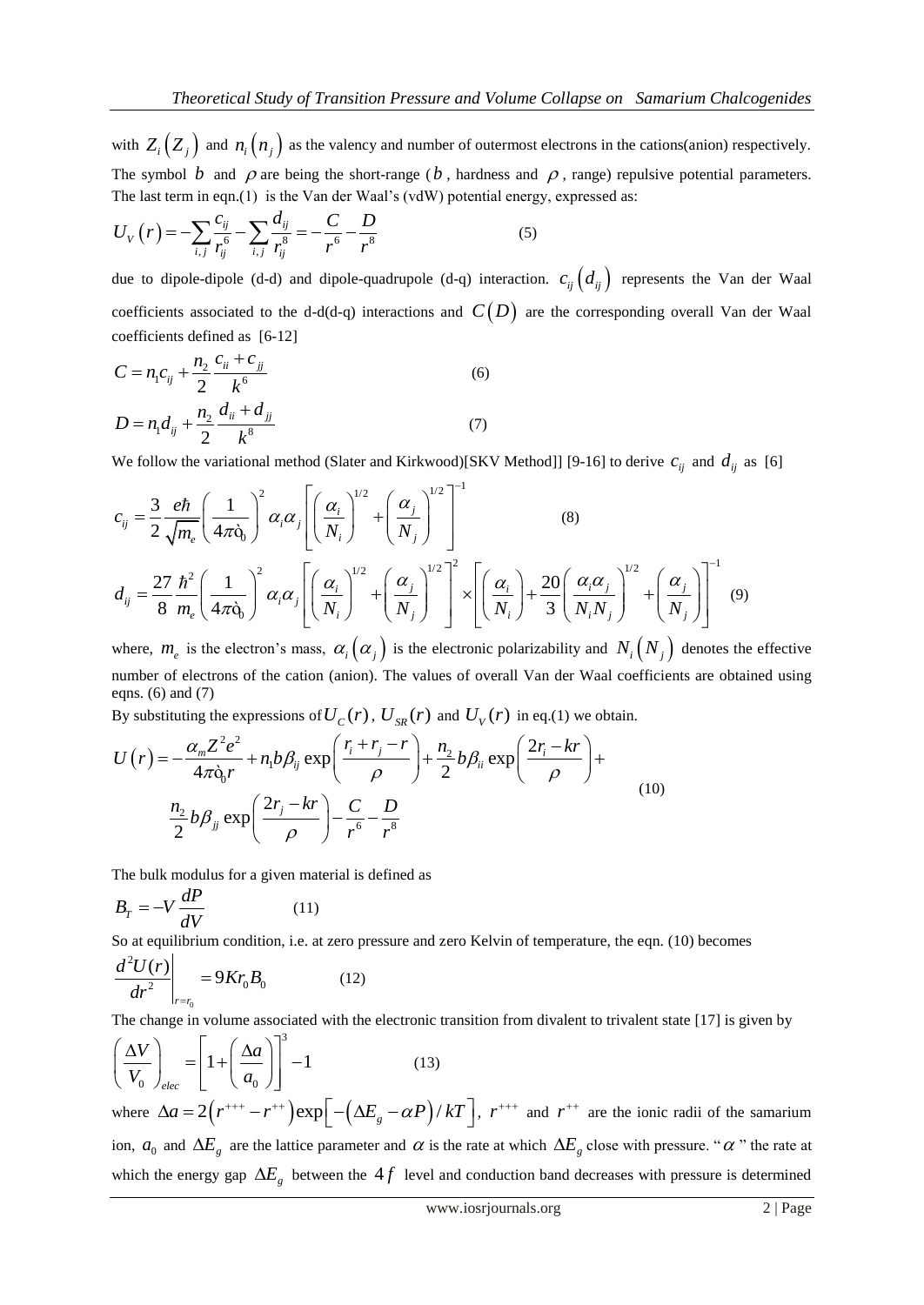with $Z_i\left(Z_j\right)$ and $n_i\left(n_j\right)$ as the valency and number of outermost electrons in the cations(anion) respectively. The symbol $b$ and $\rho$ are being the short-range ($b$, hardness and $\rho$, range) repulsive potential parameters. The last term in eqn.(1) is the Van der Waal's (vdW) potential energy, expressed as:

$$U_V\left(r\right) = -\sum_{i,j}\frac{c_{ij}}{r_{ij}^6} - \sum_{i,j}\frac{d_{ij}}{r_{ij}^8} = -\frac{C}{r^6} - \frac{D}{r^8} \tag{5}$$

due to dipole-dipole (d-d) and dipole-quadrupole (d-q) interaction. $c_{ij}\left(d_{ij}\right)$ represents the Van der Waal coefficients associated to the d-d(d-q) interactions and $C\left(D\right)$ are the corresponding overall Van der Waal coefficients defined as [6-12]

$$C = n_1 c_{ij} + \frac{n_2}{2}\frac{c_{ii}+c_{jj}}{k^6} \tag{6}$$

$$D = n_1 d_{ij} + \frac{n_2}{2}\frac{d_{ii}+d_{jj}}{k^8} \tag{7}$$

We follow the variational method (Slater and Kirkwood)[SKV Method]] [9-16] to derive $c_{ij}$ and $d_{ij}$ as [6]

$$c_{ij} = \frac{3}{2}\frac{e\hbar}{\sqrt{m_e}}\left(\frac{1}{4\pi\epsilon_0}\right)^2 \alpha_i\alpha_j\left[\left(\frac{\alpha_i}{N_i}\right)^{1/2} + \left(\frac{\alpha_j}{N_j}\right)^{1/2}\right]^{-1} \tag{8}$$

$$d_{ij} = \frac{27}{8}\frac{\hbar^2}{m_e}\left(\frac{1}{4\pi\epsilon_0}\right)^2 \alpha_i\alpha_j\left[\left(\frac{\alpha_i}{N_i}\right)^{1/2} + \left(\frac{\alpha_j}{N_j}\right)^{1/2}\right]^2 \times \left[\left(\frac{\alpha_i}{N_i}\right) + \frac{20}{3}\left(\frac{\alpha_i\alpha_j}{N_iN_j}\right)^{1/2} + \left(\frac{\alpha_j}{N_j}\right)\right]^{-1} \tag{9}$$

where, $m_e$ is the electron's mass, $\alpha_i\left(\alpha_j\right)$ is the electronic polarizability and $N_i\left(N_j\right)$ denotes the effective number of electrons of the cation (anion). The values of overall Van der Waal coefficients are obtained using eqns. (6) and (7)

By substituting the expressions of $U_C(r)$, $U_{SR}(r)$ and $U_V(r)$ in eq.(1) we obtain.

$$U\left(r\right) = -\frac{\alpha_m Z^2 e^2}{4\pi\epsilon_0 r} + n_1 b\beta_{ij}\exp\left(\frac{r_i + r_j - r}{\rho}\right) + \frac{n_2}{2}b\beta_{ii}\exp\left(\frac{2r_i - kr}{\rho}\right) + \frac{n_2}{2}b\beta_{jj}\exp\left(\frac{2r_j - kr}{\rho}\right) - \frac{C}{r^6} - \frac{D}{r^8} \tag{10}$$

The bulk modulus for a given material is defined as

$$B_T = -V\frac{dP}{dV} \tag{11}$$

So at equilibrium condition, i.e. at zero pressure and zero Kelvin of temperature, the eqn. (10) becomes

$$\left.\frac{d^2U(r)}{dr^2}\right|_{r=r_0} = 9Kr_0B_0 \tag{12}$$

The change in volume associated with the electronic transition from divalent to trivalent state [17] is given by

$$\left(\frac{\Delta V}{V_0}\right)_{elec} = \left[1 + \left(\frac{\Delta a}{a_0}\right)\right]^3 - 1 \tag{13}$$

where $\Delta a = 2\left(r^{+++} - r^{++}\right)\exp\left[-\left(\Delta E_g - \alpha P\right)/kT\right]$, $r^{+++}$ and $r^{++}$ are the ionic radii of the samarium ion, $a_0$ and $\Delta E_g$ are the lattice parameter and $\alpha$ is the rate at which $\Delta E_g$ close with pressure. "$\alpha$" the rate at which the energy gap $\Delta E_g$ between the $4f$ level and conduction band decreases with pressure is determined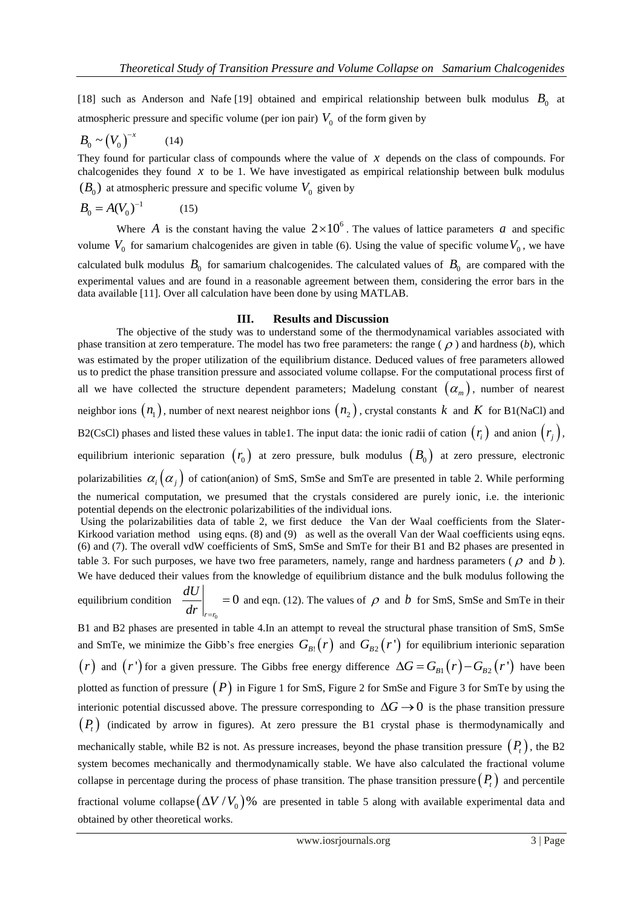[18] such as Anderson and Nafe [19] obtained and empirical relationship between bulk modulus $B_0$ at atmospheric pressure and specific volume (per ion pair) $V_0$ of the form given by

$$B_0 \sim (V_0)^{-x} \qquad (14)$$

They found for particular class of compounds where the value of $x$ depends on the class of compounds. For chalcogenides they found $x$ to be 1. We have investigated as empirical relationship between bulk modulus $(B_0)$ at atmospheric pressure and specific volume $V_0$ given by

$$B_0 = A(V_0)^{-1} \qquad (15)$$

Where $A$ is the constant having the value $2\times10^6$. The values of lattice parameters $a$ and specific volume $V_0$ for samarium chalcogenides are given in table (6). Using the value of specific volume $V_0$, we have calculated bulk modulus $B_0$ for samarium chalcogenides. The calculated values of $B_0$ are compared with the experimental values and are found in a reasonable agreement between them, considering the error bars in the data available [11]. Over all calculation have been done by using MATLAB.

## III. Results and Discussion

The objective of the study was to understand some of the thermodynamical variables associated with phase transition at zero temperature. The model has two free parameters: the range ($\rho$) and hardness (*b*), which was estimated by the proper utilization of the equilibrium distance. Deduced values of free parameters allowed us to predict the phase transition pressure and associated volume collapse. For the computational process first of all we have collected the structure dependent parameters; Madelung constant $(\alpha_m)$, number of nearest neighbor ions $(n_1)$, number of next nearest neighbor ions $(n_2)$, crystal constants $k$ and $K$ for B1(NaCl) and B2(CsCl) phases and listed these values in table1. The input data: the ionic radii of cation $(r_i)$ and anion $(r_j)$, equilibrium interionic separation $(r_0)$ at zero pressure, bulk modulus $(B_0)$ at zero pressure, electronic polarizabilities $\alpha_i(\alpha_j)$ of cation(anion) of SmS, SmSe and SmTe are presented in table 2. While performing the numerical computation, we presumed that the crystals considered are purely ionic, i.e. the interionic potential depends on the electronic polarizabilities of the individual ions.

Using the polarizabilities data of table 2, we first deduce the Van der Waal coefficients from the Slater-Kirkood variation method using eqns. (8) and (9) as well as the overall Van der Waal coefficients using eqns. (6) and (7). The overall vdW coefficients of SmS, SmSe and SmTe for their B1 and B2 phases are presented in table 3. For such purposes, we have two free parameters, namely, range and hardness parameters ($\rho$ and $b$). We have deduced their values from the knowledge of equilibrium distance and the bulk modulus following the equilibrium condition $\left.\frac{dU}{dr}\right|_{r=r_0} = 0$ and eqn. (12). The values of $\rho$ and $b$ for SmS, SmSe and SmTe in their B1 and B2 phases are presented in table 4.In an attempt to reveal the structural phase transition of SmS, SmSe and SmTe, we minimize the Gibb's free energies $G_{B1}(r)$ and $G_{B2}(r')$ for equilibrium interionic separation $(r)$ and $(r')$ for a given pressure. The Gibbs free energy difference $\Delta G = G_{B1}(r) - G_{B2}(r')$ have been plotted as function of pressure $(P)$ in Figure 1 for SmS, Figure 2 for SmSe and Figure 3 for SmTe by using the interionic potential discussed above. The pressure corresponding to $\Delta G \to 0$ is the phase transition pressure $(P_t)$ (indicated by arrow in figures). At zero pressure the B1 crystal phase is thermodynamically and mechanically stable, while B2 is not. As pressure increases, beyond the phase transition pressure $(P_t)$, the B2 system becomes mechanically and thermodynamically stable. We have also calculated the fractional volume collapse in percentage during the process of phase transition. The phase transition pressure $(P_t)$ and percentile fractional volume collapse $(\Delta V/V_0)\%$ are presented in table 5 along with available experimental data and obtained by other theoretical works.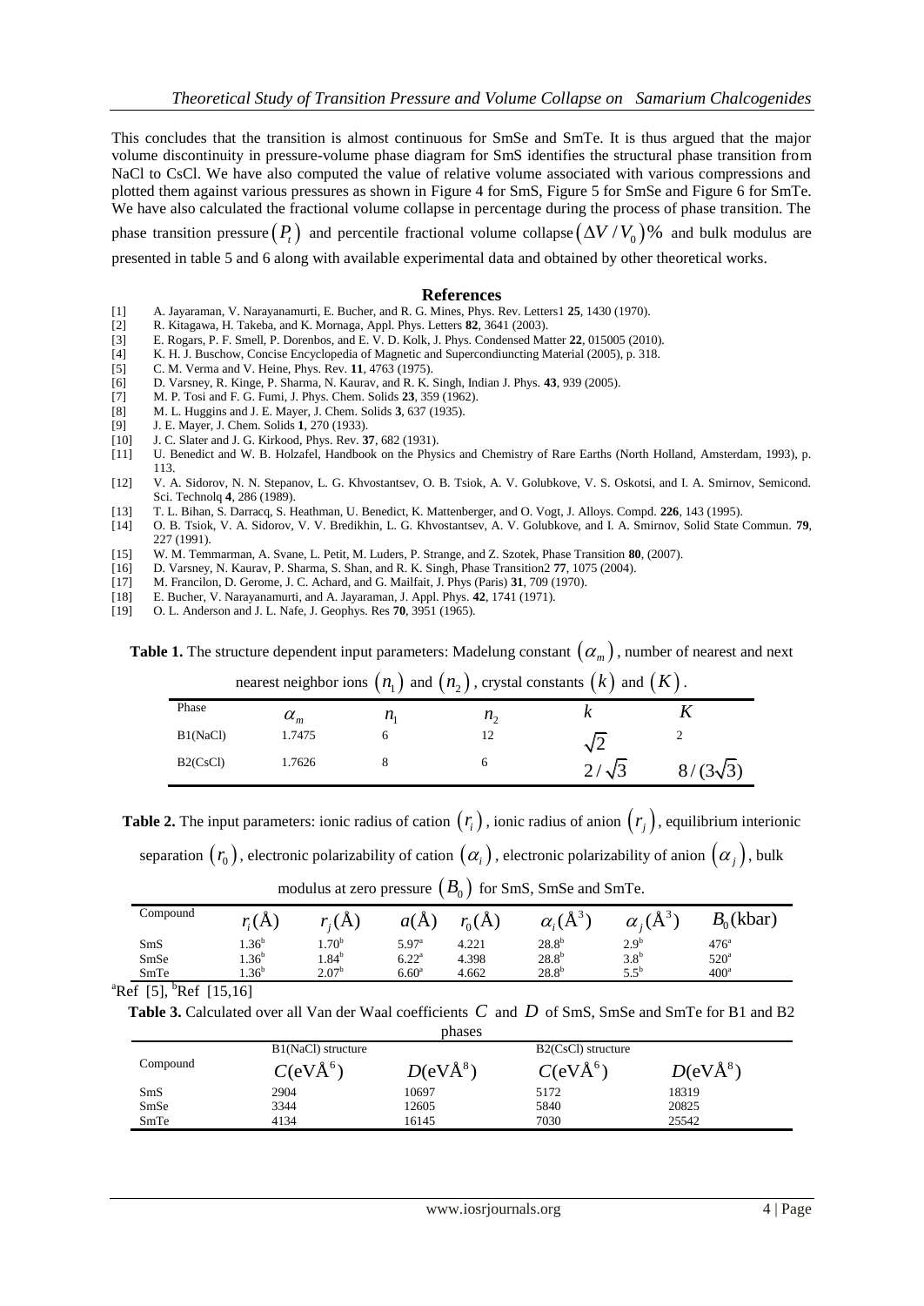This concludes that the transition is almost continuous for SmSe and SmTe. It is thus argued that the major volume discontinuity in pressure-volume phase diagram for SmS identifies the structural phase transition from NaCl to CsCl. We have also computed the value of relative volume associated with various compressions and plotted them against various pressures as shown in Figure 4 for SmS, Figure 5 for SmSe and Figure 6 for SmTe. We have also calculated the fractional volume collapse in percentage during the process of phase transition. The phase transition pressure $(P_t)$ and percentile fractional volume collapse $(\Delta V/V_0)\%$ and bulk modulus are presented in table 5 and 6 along with available experimental data and obtained by other theoretical works.

## References

[1] A. Jayaraman, V. Narayanamurti, E. Bucher, and R. G. Mines, Phys. Rev. Letters1 **25**, 1430 (1970).
[2] R. Kitagawa, H. Takeba, and K. Mornaga, Appl. Phys. Letters **82**, 3641 (2003).
[3] E. Rogers, P. F. Smell, P. Dorenbos, and E. V. D. Kolk, J. Phys. Condensed Matter **22**, 015005 (2010).
[4] K. H. J. Buschow, Concise Encyclopedia of Magnetic and Supercondiuncting Material (2005), p. 318.
[5] C. M. Verma and V. Heine, Phys. Rev. **11**, 4763 (1975).
[6] D. Varsney, R. Kinge, P. Sharma, N. Kaurav, and R. K. Singh, Indian J. Phys. **43**, 939 (2005).
[7] M. P. Tosi and F. G. Fumi, J. Phys. Chem. Solids **23**, 359 (1962).
[8] M. L. Huggins and J. E. Mayer, J. Chem. Solids **3**, 637 (1935).
[9] J. E. Mayer, J. Chem. Solids **1**, 270 (1933).
[10] J. C. Slater and J. G. Kirkood, Phys. Rev. **37**, 682 (1931).
[11] U. Benedict and W. B. Holzafel, Handbook on the Physics and Chemistry of Rare Earths (North Holland, Amsterdam, 1993), p. 113.
[12] V. A. Sidorov, N. N. Stepanov, L. G. Khvostantsev, O. B. Tsiok, A. V. Golubkove, V. S. Oskotsi, and I. A. Smirnov, Semicond. Sci. Technolq **4**, 286 (1989).
[13] T. L. Bihan, S. Darracq, S. Heathman, U. Benedict, K. Mattenberger, and O. Vogt, J. Alloys. Compd. **226**, 143 (1995).
[14] O. B. Tsiok, V. A. Sidorov, V. V. Bredikhin, L. G. Khvostantsev, A. V. Golubkove, and I. A. Smirnov, Solid State Commun. **79**, 227 (1991).
[15] W. M. Temmarman, A. Svane, L. Petit, M. Luders, P. Strange, and Z. Szotek, Phase Transition **80**, (2007).
[16] D. Varsney, N. Kaurav, P. Sharma, S. Shan, and R. K. Singh, Phase Transition2 **77**, 1075 (2004).
[17] M. Francilon, D. Gerome, J. C. Achard, and G. Mailfait, J. Phys (Paris) **31**, 709 (1970).
[18] E. Bucher, V. Narayanamurti, and A. Jayaraman, J. Appl. Phys. **42**, 1741 (1971).
[19] O. L. Anderson and J. L. Nafe, J. Geophys. Res **70**, 3951 (1965).

**Table 1.** The structure dependent input parameters: Madelung constant $(\alpha_m)$, number of nearest and next nearest neighbor ions $(n_1)$ and $(n_2)$, crystal constants $(k)$ and $(K)$.

| Phase | $\alpha_m$ | $n_1$ | $n_2$ | $k$ | $K$ |
|---|---|---|---|---|---|
| B1(NaCl) | 1.7475 | 6 | 12 | $\sqrt{2}$ | 2 |
| B2(CsCl) | 1.7626 | 8 | 6 | $2/\sqrt{3}$ | $8/(3\sqrt{3})$ |

**Table 2.** The input parameters: ionic radius of cation $(r_i)$, ionic radius of anion $(r_j)$, equilibrium interionic separation $(r_0)$, electronic polarizability of cation $(\alpha_i)$, electronic polarizability of anion $(\alpha_j)$, bulk modulus at zero pressure $(B_0)$ for SmS, SmSe and SmTe.

| Compound | $r_i$(Å) | $r_j$(Å) | $a$(Å) | $r_0$(Å) | $\alpha_i$(Å$^3$) | $\alpha_j$(Å$^3$) | $B_0$(kbar) |
|---|---|---|---|---|---|---|---|
| SmS | 1.36[b] | 1.70[b] | 5.97[a] | 4.221 | 28.8[b] | 2.9[b] | 476[a] |
| SmSe | 1.36[b] | 1.84[b] | 6.22[a] | 4.398 | 28.8[b] | 3.8[b] | 520[a] |
| SmTe | 1.36[b] | 2.07[b] | 6.60[a] | 4.662 | 28.8[b] | 5.5[b] | 400[a] |

[a]Ref [5], [b]Ref [15,16]

**Table 3.** Calculated over all Van der Waal coefficients $C$ and $D$ of SmS, SmSe and SmTe for B1 and B2 phases

| Compound | B1(NaCl) structure | | B2(CsCl) structure | |
|---|---|---|---|---|
| | $C$(eVÅ$^6$) | $D$(eVÅ$^8$) | $C$(eVÅ$^6$) | $D$(eVÅ$^8$) |
| SmS | 2904 | 10697 | 5172 | 18319 |
| SmSe | 3344 | 12605 | 5840 | 20825 |
| SmTe | 4134 | 16145 | 7030 | 25542 |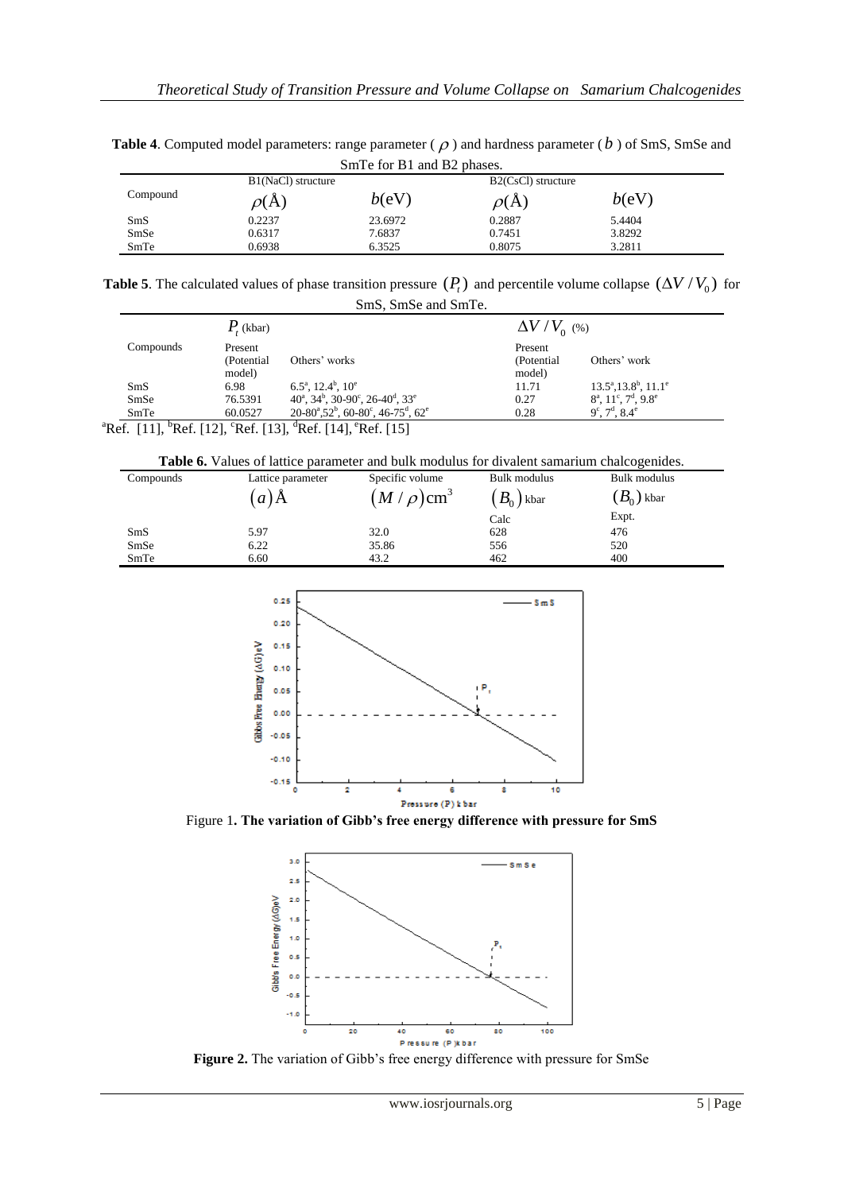**Table 4**. Computed model parameters: range parameter ( $\rho$ ) and hardness parameter ( $b$ ) of SmS, SmSe and SmTe for B1 and B2 phases.

| Compound | B1(NaCl) structure | | B2(CsCl) structure | |
|---|---|---|---|---|
| | $\rho(\text{Å})$ | $b(\text{eV})$ | $\rho(\text{Å})$ | $b(\text{eV})$ |
| SmS | 0.2237 | 23.6972 | 0.2887 | 5.4404 |
| SmSe | 0.6317 | 7.6837 | 0.7451 | 3.8292 |
| SmTe | 0.6938 | 6.3525 | 0.8075 | 3.2811 |

**Table 5**. The calculated values of phase transition pressure $(P_t)$ and percentile volume collapse $(\Delta V/V_0)$ for SmS, SmSe and SmTe.

| Compounds | $P_t$ (kbar) | | $\Delta V/V_0$ (%) | |
|---|---|---|---|---|
| | Present (Potential model) | Others' works | Present (Potential model) | Others' work |
| SmS | 6.98 | 6.5[a], 12.4[b], 10[e] | 11.71 | 13.5[a], 13.8[b], 11.1[e] |
| SmSe | 76.5391 | 40[a], 34[b], 30-90[c], 26-40[d], 33[e] | 0.27 | 8[a], 11[c], 7[d], 9.8[e] |
| SmTe | 60.0527 | 20-80[a], 52[b], 60-80[c], 46-75[d], 62[e] | 0.28 | 9[c], 7[d], 8.4[e] |

[a]Ref. [11], [b]Ref. [12], [c]Ref. [13], [d]Ref. [14], [e]Ref. [15]

**Table 6.** Values of lattice parameter and bulk modulus for divalent samarium chalcogenides.

| Compounds | Lattice parameter $(a)$Å | Specific volume $(M/\rho)\text{cm}^3$ | Bulk modulus $(B_0)$ kbar Calc | Bulk modulus $(B_0)$ kbar Expt. |
|---|---|---|---|---|
| SmS | 5.97 | 32.0 | 628 | 476 |
| SmSe | 6.22 | 35.86 | 556 | 520 |
| SmTe | 6.60 | 43.2 | 462 | 400 |

Figure 1**. The variation of Gibb's free energy difference with pressure for SmS**

**Figure 2.** The variation of Gibb's free energy difference with pressure for SmSe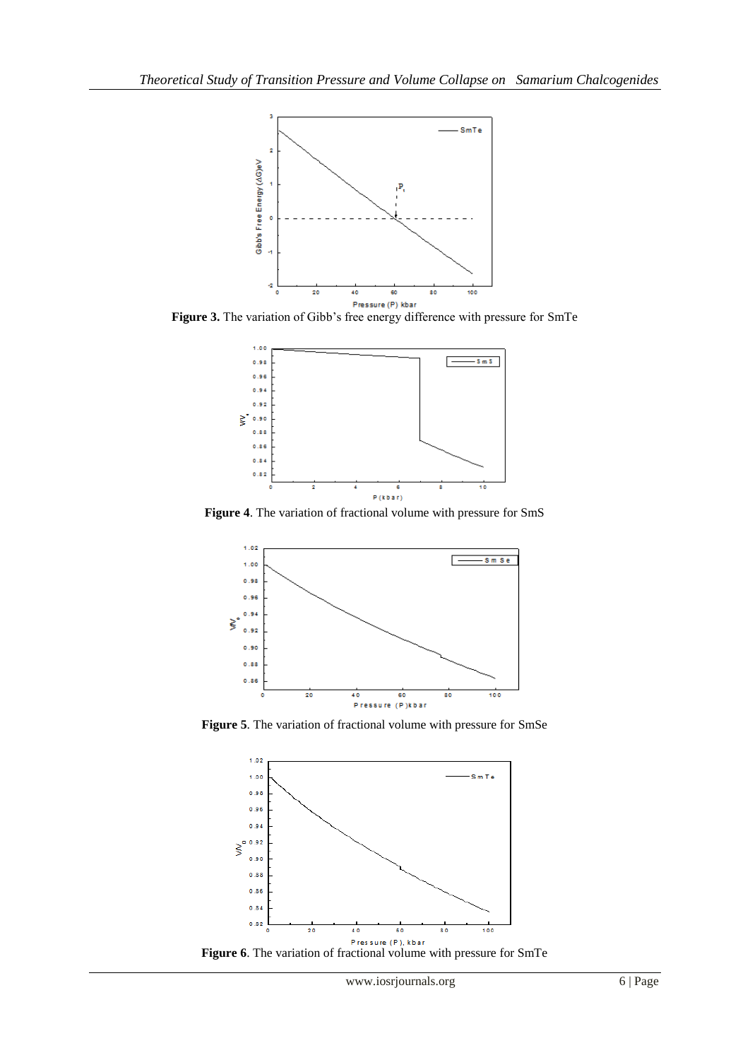SmTe

3
2
1
0
-1
-2

Gibb's Free Energy (ΔG)eV

$P_t$

0
20
40
60
80
100

Pressure (P) kbar

**Figure 3.** The variation of Gibb's free energy difference with pressure for SmTe

SmS

1.00
0.98
0.96
0.94
0.92
0.90
0.88
0.86
0.84
0.82

$V/V_0$

0
2
4
6
8
10

P (kbar)

**Figure 4**. The variation of fractional volume with pressure for SmS

SmSe

1.02
1.00
0.98
0.96
0.94
0.92
0.90
0.88
0.86

$V/V_0$

0
20
40
60
80
100

Pressure (P)kbar

**Figure 5**. The variation of fractional volume with pressure for SmSe

SmTe

1.02
1.00
0.98
0.96
0.94
0.92
0.90
0.88
0.86
0.84
0.82

$V/V_0$

0
20
40
60
80
100

Pressure (P), kbar

**Figure 6**. The variation of fractional volume with pressure for SmTe